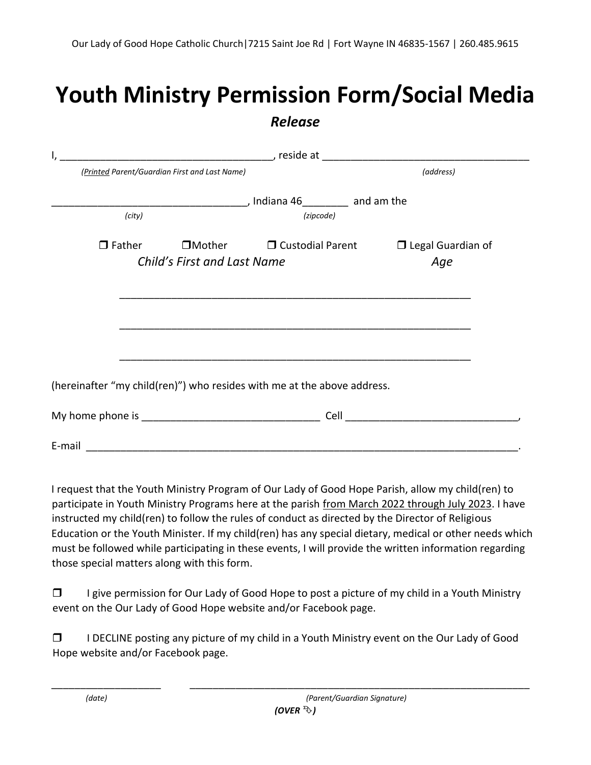Our Lady of Good Hope Catholic Church|7215 Saint Joe Rd | Fort Wayne IN 46835-1567 | 260.485.9615

# Youth Ministry Permission Form/Social Media

## *Release*

I, ____________________________________, reside at ____________________________________

*(<u>Printed</u> Parent/Guardian First and Last Name)* *(address)*

_________________________________, Indiana 46________ and am the

*(city)* *(zipcode)*

❒ Father ❒Mother ❒ Custodial Parent ❒ Legal Guardian of

*Child's First and Last Name* *Age*

_____________________________________________________________

_____________________________________________________________

_____________________________________________________________

(hereinafter "my child(ren)") who resides with me at the above address.

My home phone is ______________________________ Cell ______________________________,

E-mail ____________________________________________________________________________.

I request that the Youth Ministry Program of Our Lady of Good Hope Parish, allow my child(ren) to participate in Youth Ministry Programs here at the parish <u>from March 2022 through July 2023</u>. I have instructed my child(ren) to follow the rules of conduct as directed by the Director of Religious Education or the Youth Minister. If my child(ren) has any special dietary, medical or other needs which must be followed while participating in these events, I will provide the written information regarding those special matters along with this form.

❒ I give permission for Our Lady of Good Hope to post a picture of my child in a Youth Ministry event on the Our Lady of Good Hope website and/or Facebook page.

❒ I DECLINE posting any picture of my child in a Youth Ministry event on the Our Lady of Good Hope website and/or Facebook page.

___________________ _____________________________________________________________

*(date)* *(Parent/Guardian Signature)*

***(OVER ➬)***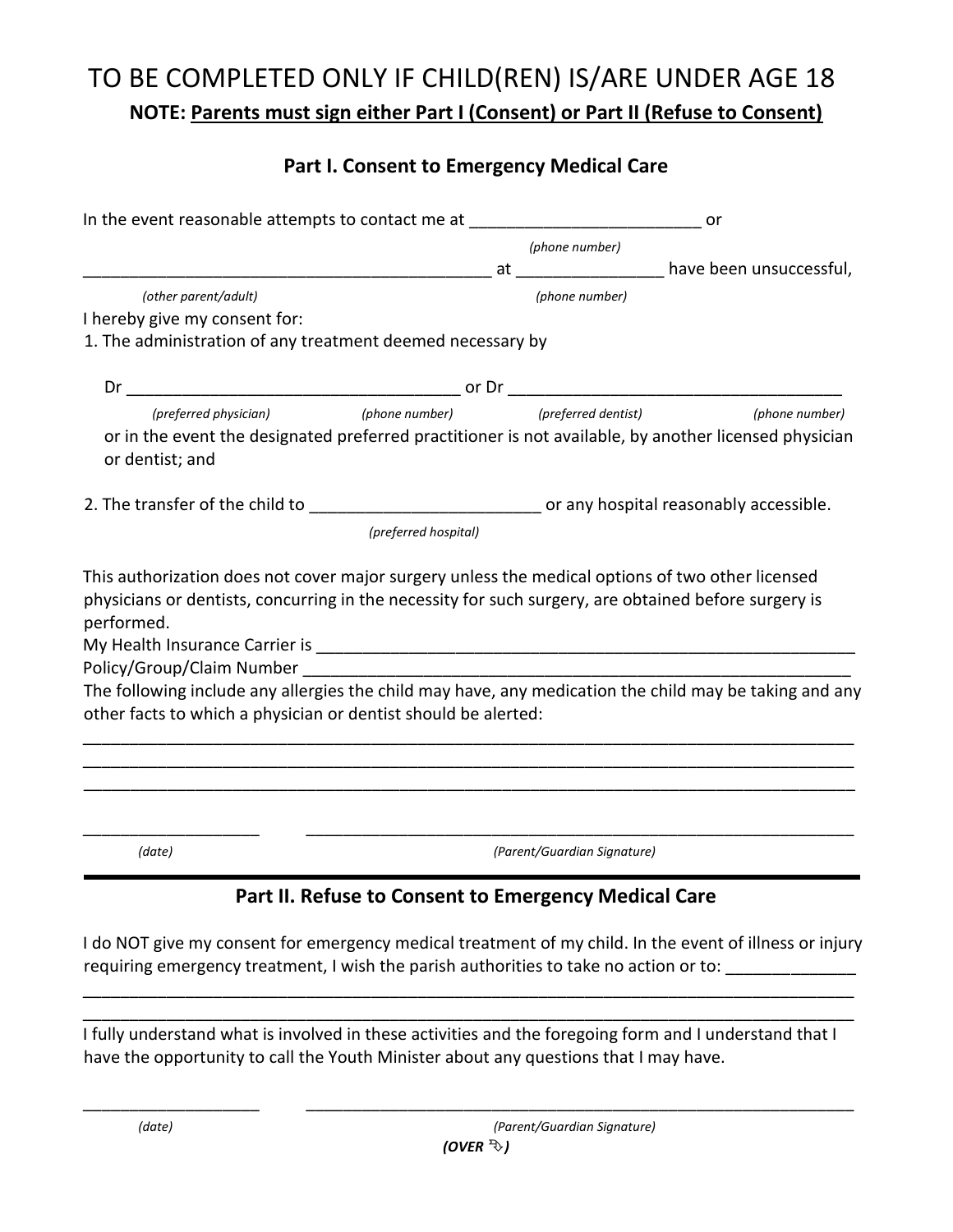# TO BE COMPLETED ONLY IF CHILD(REN) IS/ARE UNDER AGE 18

**NOTE: Parents must sign either Part I (Consent) or Part II (Refuse to Consent)**

## Part I. Consent to Emergency Medical Care

In the event reasonable attempts to contact me at _________________________ or
*(phone number)*

____________________________________________ at _______________ have been unsuccessful,
*(other parent/adult)* *(phone number)*

I hereby give my consent for:

1. The administration of any treatment deemed necessary by

   Dr ____________________________________ or Dr ____________________________________
   *(preferred physician)* *(phone number)* *(preferred dentist)* *(phone number)*

   or in the event the designated preferred practitioner is not available, by another licensed physician or dentist; and

2. The transfer of the child to _________________________ or any hospital reasonably accessible.
   *(preferred hospital)*

This authorization does not cover major surgery unless the medical options of two other licensed physicians or dentists, concurring in the necessity for such surgery, are obtained before surgery is performed.

My Health Insurance Carrier is ___________________________________________________________

Policy/Group/Claim Number _______________________________________________________________

The following include any allergies the child may have, any medication the child may be taking and any other facts to which a physician or dentist should be alerted:

_______________________________________________________________________________________

_______________________________________________________________________________________

_______________________________________________________________________________________

___________________ ____________________________________________________________
*(date)* *(Parent/Guardian Signature)*

## Part II. Refuse to Consent to Emergency Medical Care

I do NOT give my consent for emergency medical treatment of my child. In the event of illness or injury requiring emergency treatment, I wish the parish authorities to take no action or to: _____________

_______________________________________________________________________________________

_______________________________________________________________________________________

I fully understand what is involved in these activities and the foregoing form and I understand that I have the opportunity to call the Youth Minister about any questions that I may have.

___________________ ____________________________________________________________
*(date)* *(Parent/Guardian Signature)*

***(OVER ➪)***